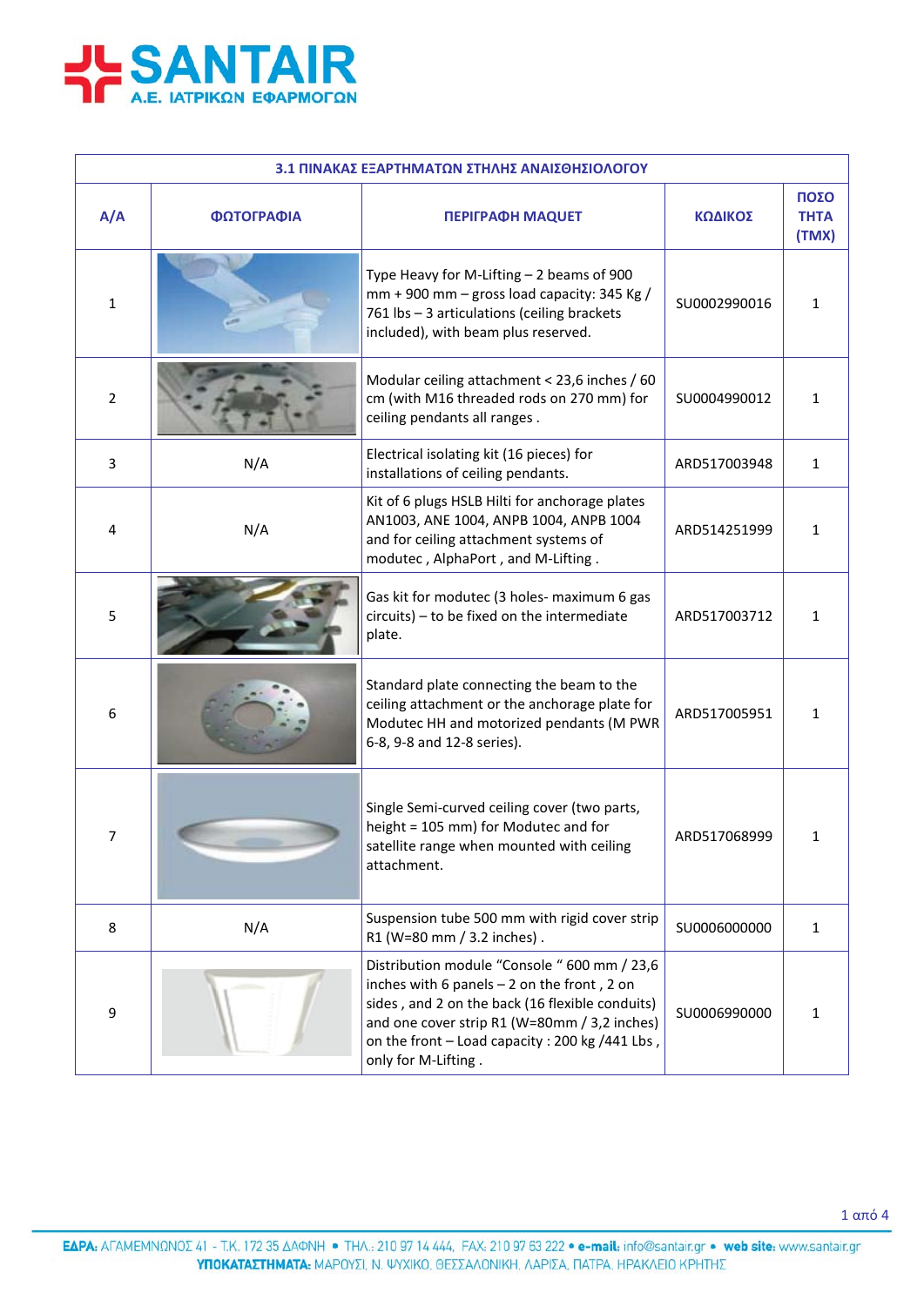**SANTAIR**
**Α.Ε. ΙΑΤΡΙΚΩΝ ΕΦΑΡΜΟΓΩΝ**

| 3.1 ΠΙΝΑΚΑΣ ΕΞΑΡΤΗΜΑΤΩΝ ΣΤΗΛΗΣ ΑΝΑΙΣΘΗΣΙΟΛΟΓΟΥ | | | | |
|---|---|---|---|---|
| **Α/Α** | **ΦΩΤΟΓΡΑΦΙΑ** | **ΠΕΡΙΓΡΑΦΗ MAQUET** | **ΚΩΔΙΚΟΣ** | **ΠΟΣΟΤΗΤΑ (ΤΜΧ)** |
| 1 | | Type Heavy for M-Lifting – 2 beams of 900 mm + 900 mm – gross load capacity: 345 Kg / 761 lbs – 3 articulations (ceiling brackets included), with beam plus reserved. | SU0002990016 | 1 |
| 2 | | Modular ceiling attachment < 23,6 inches / 60 cm (with M16 threaded rods on 270 mm) for ceiling pendants all ranges . | SU0004990012 | 1 |
| 3 | N/A | Electrical isolating kit (16 pieces) for installations of ceiling pendants. | ARD517003948 | 1 |
| 4 | N/A | Kit of 6 plugs HSLB Hilti for anchorage plates AN1003, ANE 1004, ANPB 1004, ANPB 1004 and for ceiling attachment systems of modutec , AlphaPort , and M-Lifting . | ARD514251999 | 1 |
| 5 | | Gas kit for modutec (3 holes- maximum 6 gas circuits) – to be fixed on the intermediate plate. | ARD517003712 | 1 |
| 6 | | Standard plate connecting the beam to the ceiling attachment or the anchorage plate for Modutec HH and motorized pendants (M PWR 6-8, 9-8 and 12-8 series). | ARD517005951 | 1 |
| 7 | | Single Semi-curved ceiling cover (two parts, height = 105 mm) for Modutec and for satellite range when mounted with ceiling attachment. | ARD517068999 | 1 |
| 8 | N/A | Suspension tube 500 mm with rigid cover strip R1 (W=80 mm / 3.2 inches) . | SU0006000000 | 1 |
| 9 | | Distribution module "Console " 600 mm / 23,6 inches with 6 panels – 2 on the front , 2 on sides , and 2 on the back (16 flexible conduits) and one cover strip R1 (W=80mm / 3,2 inches) on the front – Load capacity : 200 kg /441 Lbs , only for M-Lifting . | SU0006990000 | 1 |

**ΕΔΡΑ:** ΑΓΑΜΕΜΝΟΝΟΣ 41 - Τ.Κ. 172 35 ΔΑΦΝΗ • ΤΗΛ.: 210 97 14 444, FAX: 210 97 63 222 • **e-mail:** info@santair.gr • **web site:** www.santair.gr
**ΥΠΟΚΑΤΑΣΤΗΜΑΤΑ:** ΜΑΡΟΥΣΙ, Ν. ΨΥΧΙΚΟ, ΘΕΣΣΑΛΟΝΙΚΗ, ΛΑΡΙΣΑ, ΠΑΤΡΑ, ΗΡΑΚΛΕΙΟ ΚΡΗΤΗΣ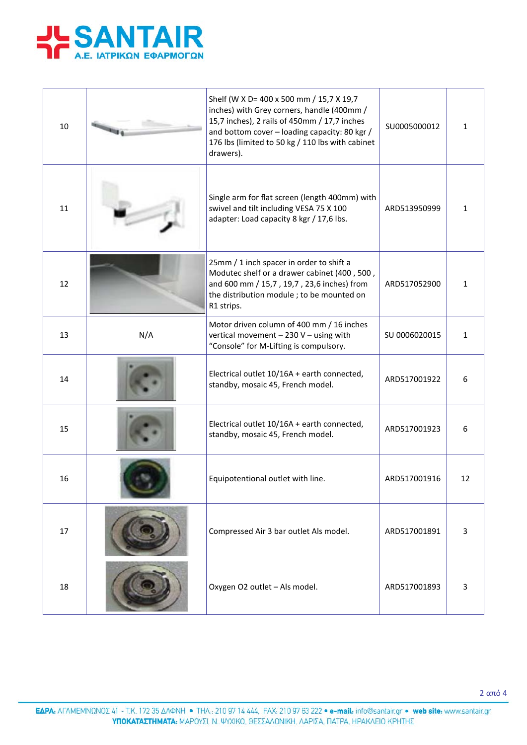| 10 | | Shelf (W X D= 400 x 500 mm / 15,7 X 19,7 inches) with Grey corners, handle (400mm / 15,7 inches), 2 rails of 450mm / 17,7 inches and bottom cover – loading capacity: 80 kgr / 176 lbs (limited to 50 kg / 110 lbs with cabinet drawers). | SU0005000012 | 1 |
|---|---|---|---|---|
| 11 | | Single arm for flat screen (length 400mm) with swivel and tilt including VESA 75 X 100 adapter: Load capacity 8 kgr / 17,6 lbs. | ARD513950999 | 1 |
| 12 | | 25mm / 1 inch spacer in order to shift a Modutec shelf or a drawer cabinet (400 , 500 , and 600 mm / 15,7 , 19,7 , 23,6 inches) from the distribution module ; to be mounted on R1 strips. | ARD517052900 | 1 |
| 13 | N/A | Motor driven column of 400 mm / 16 inches vertical movement – 230 V – using with "Console" for M-Lifting is compulsory. | SU 0006020015 | 1 |
| 14 | | Electrical outlet 10/16A + earth connected, standby, mosaic 45, French model. | ARD517001922 | 6 |
| 15 | | Electrical outlet 10/16A + earth connected, standby, mosaic 45, French model. | ARD517001923 | 6 |
| 16 | | Equipotentional outlet with line. | ARD517001916 | 12 |
| 17 | | Compressed Air 3 bar outlet Als model. | ARD517001891 | 3 |
| 18 | | Oxygen O2 outlet – Als model. | ARD517001893 | 3 |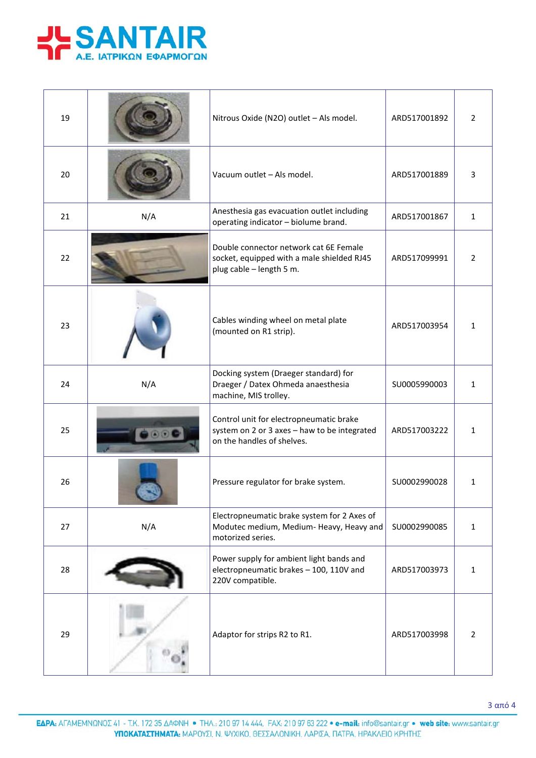| 19 | | Nitrous Oxide ($N_2O$) outlet – Als model. | ARD517001892 | 2 |
|---|---|---|---|---|
| 20 | | Vacuum outlet – Als model. | ARD517001889 | 3 |
| 21 | N/A | Anesthesia gas evacuation outlet including operating indicator – biolume brand. | ARD517001867 | 1 |
| 22 | | Double connector network cat 6E Female socket, equipped with a male shielded RJ45 plug cable – length 5 m. | ARD517099991 | 2 |
| 23 | | Cables winding wheel on metal plate (mounted on R1 strip). | ARD517003954 | 1 |
| 24 | N/A | Docking system (Draeger standard) for Draeger / Datex Ohmeda anaesthesia machine, MIS trolley. | SU0005990003 | 1 |
| 25 | | Control unit for electropneumatic brake system on 2 or 3 axes – haw to be integrated on the handles of shelves. | ARD517003222 | 1 |
| 26 | | Pressure regulator for brake system. | SU0002990028 | 1 |
| 27 | N/A | Electropneumatic brake system for 2 Axes of Modutec medium, Medium- Heavy, Heavy and motorized series. | SU0002990085 | 1 |
| 28 | | Power supply for ambient light bands and electropneumatic brakes – 100, 110V and 220V compatible. | ARD517003973 | 1 |
| 29 | | Adaptor for strips R2 to R1. | ARD517003998 | 2 |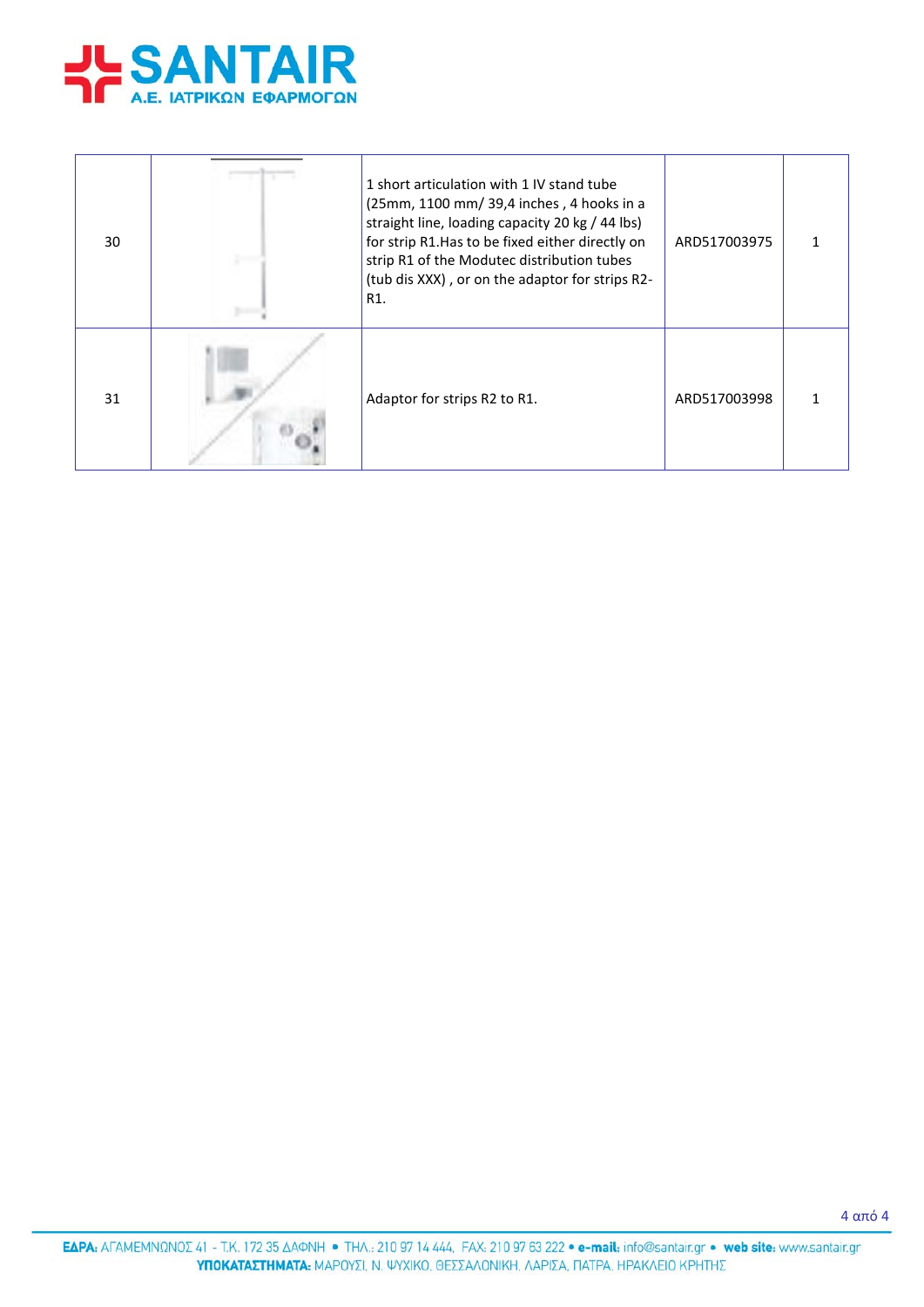| | | | | |
|---|---|---|---|---|
| 30 | | 1 short articulation with 1 IV stand tube (25mm, 1100 mm/ 39,4 inches , 4 hooks in a straight line, loading capacity 20 kg / 44 lbs) for strip R1.Has to be fixed either directly on strip R1 of the Modutec distribution tubes (tub dis XXX) , or on the adaptor for strips R2-R1. | ARD517003975 | 1 |
| 31 | | Adaptor for strips R2 to R1. | ARD517003998 | 1 |